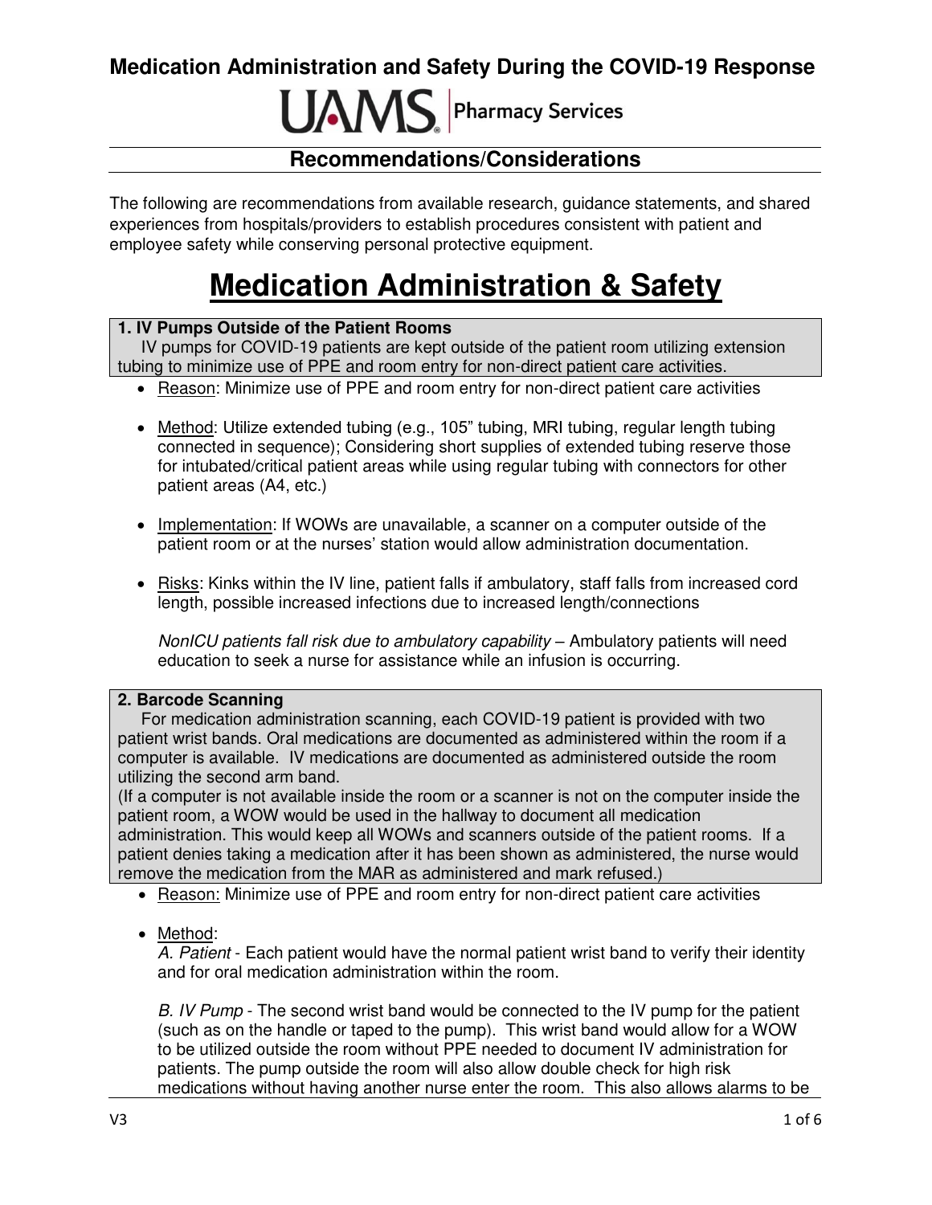# Medication Administration and Safety During the COVID-19 Response

UAMS | Pharmacy Services

## Recommendations/Considerations

The following are recommendations from available research, guidance statements, and shared experiences from hospitals/providers to establish procedures consistent with patient and employee safety while conserving personal protective equipment.

# Medication Administration & Safety

### 1. IV Pumps Outside of the Patient Rooms

IV pumps for COVID-19 patients are kept outside of the patient room utilizing extension tubing to minimize use of PPE and room entry for non-direct patient care activities.

- Reason: Minimize use of PPE and room entry for non-direct patient care activities
- Method: Utilize extended tubing (e.g., 105" tubing, MRI tubing, regular length tubing connected in sequence); Considering short supplies of extended tubing reserve those for intubated/critical patient areas while using regular tubing with connectors for other patient areas (A4, etc.)
- Implementation: If WOWs are unavailable, a scanner on a computer outside of the patient room or at the nurses' station would allow administration documentation.
- Risks: Kinks within the IV line, patient falls if ambulatory, staff falls from increased cord length, possible increased infections due to increased length/connections

  *NonICU patients fall risk due to ambulatory capability* – Ambulatory patients will need education to seek a nurse for assistance while an infusion is occurring.

### 2. Barcode Scanning

For medication administration scanning, each COVID-19 patient is provided with two patient wrist bands. Oral medications are documented as administered within the room if a computer is available. IV medications are documented as administered outside the room utilizing the second arm band.

(If a computer is not available inside the room or a scanner is not on the computer inside the patient room, a WOW would be used in the hallway to document all medication administration. This would keep all WOWs and scanners outside of the patient rooms. If a patient denies taking a medication after it has been shown as administered, the nurse would remove the medication from the MAR as administered and mark refused.)

- Reason: Minimize use of PPE and room entry for non-direct patient care activities
- Method:

  *A. Patient* - Each patient would have the normal patient wrist band to verify their identity and for oral medication administration within the room.

  *B. IV Pump* - The second wrist band would be connected to the IV pump for the patient (such as on the handle or taped to the pump). This wrist band would allow for a WOW to be utilized outside the room without PPE needed to document IV administration for patients. The pump outside the room will also allow double check for high risk medications without having another nurse enter the room. This also allows alarms to be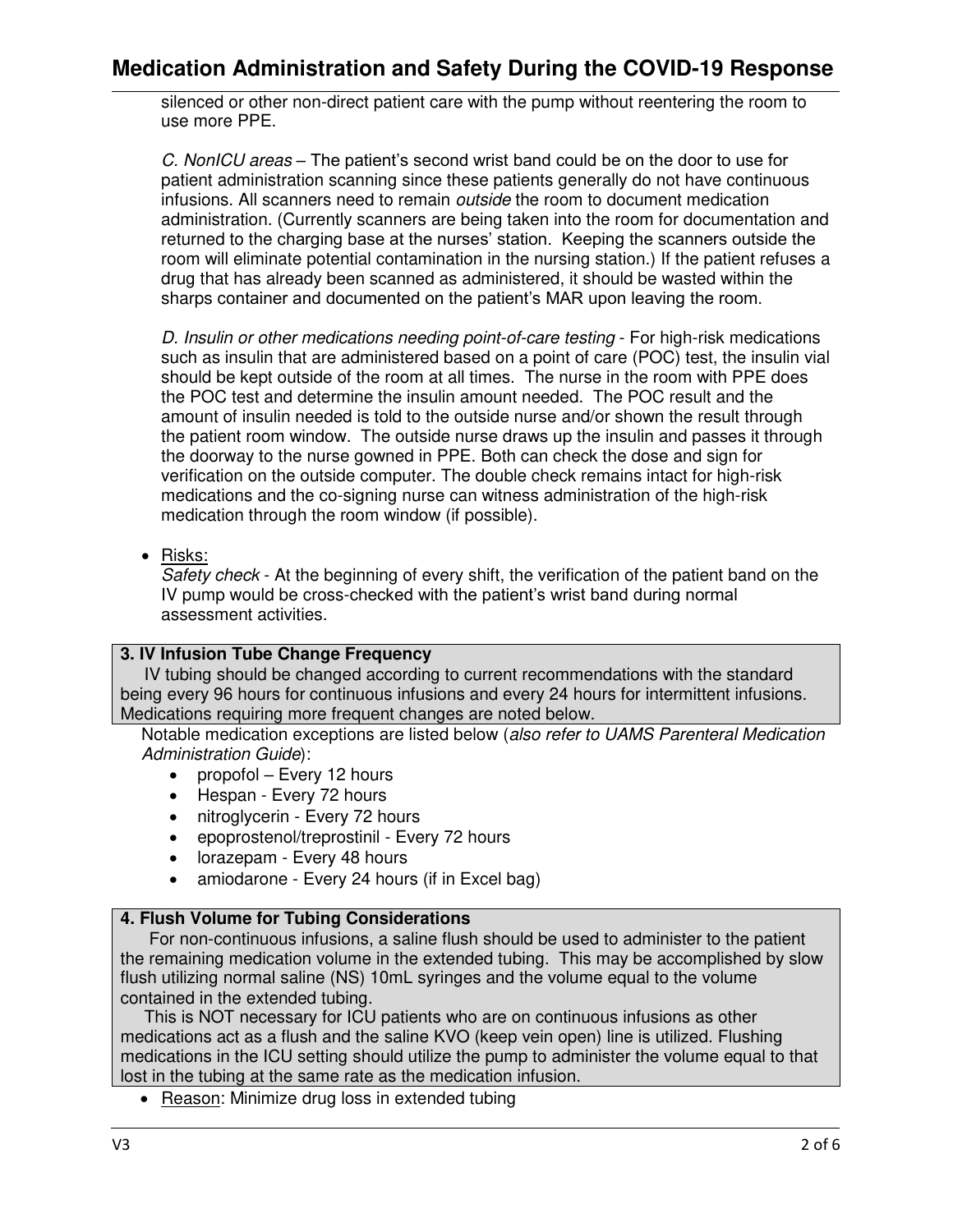silenced or other non-direct patient care with the pump without reentering the room to use more PPE.

*C. NonICU areas* – The patient's second wrist band could be on the door to use for patient administration scanning since these patients generally do not have continuous infusions. All scanners need to remain *outside* the room to document medication administration. (Currently scanners are being taken into the room for documentation and returned to the charging base at the nurses' station. Keeping the scanners outside the room will eliminate potential contamination in the nursing station.) If the patient refuses a drug that has already been scanned as administered, it should be wasted within the sharps container and documented on the patient's MAR upon leaving the room.

*D. Insulin or other medications needing point-of-care testing* - For high-risk medications such as insulin that are administered based on a point of care (POC) test, the insulin vial should be kept outside of the room at all times. The nurse in the room with PPE does the POC test and determine the insulin amount needed. The POC result and the amount of insulin needed is told to the outside nurse and/or shown the result through the patient room window. The outside nurse draws up the insulin and passes it through the doorway to the nurse gowned in PPE. Both can check the dose and sign for verification on the outside computer. The double check remains intact for high-risk medications and the co-signing nurse can witness administration of the high-risk medication through the room window (if possible).

- Risks:
  *Safety check* - At the beginning of every shift, the verification of the patient band on the IV pump would be cross-checked with the patient's wrist band during normal assessment activities.

**3. IV Infusion Tube Change Frequency**

IV tubing should be changed according to current recommendations with the standard being every 96 hours for continuous infusions and every 24 hours for intermittent infusions. Medications requiring more frequent changes are noted below.

Notable medication exceptions are listed below (*also refer to UAMS Parenteral Medication Administration Guide*):

- propofol – Every 12 hours
- Hespan - Every 72 hours
- nitroglycerin - Every 72 hours
- epoprostenol/treprostinil - Every 72 hours
- lorazepam - Every 48 hours
- amiodarone - Every 24 hours (if in Excel bag)

**4. Flush Volume for Tubing Considerations**

For non-continuous infusions, a saline flush should be used to administer to the patient the remaining medication volume in the extended tubing. This may be accomplished by slow flush utilizing normal saline (NS) 10mL syringes and the volume equal to the volume contained in the extended tubing.

This is NOT necessary for ICU patients who are on continuous infusions as other medications act as a flush and the saline KVO (keep vein open) line is utilized. Flushing medications in the ICU setting should utilize the pump to administer the volume equal to that lost in the tubing at the same rate as the medication infusion.

- Reason: Minimize drug loss in extended tubing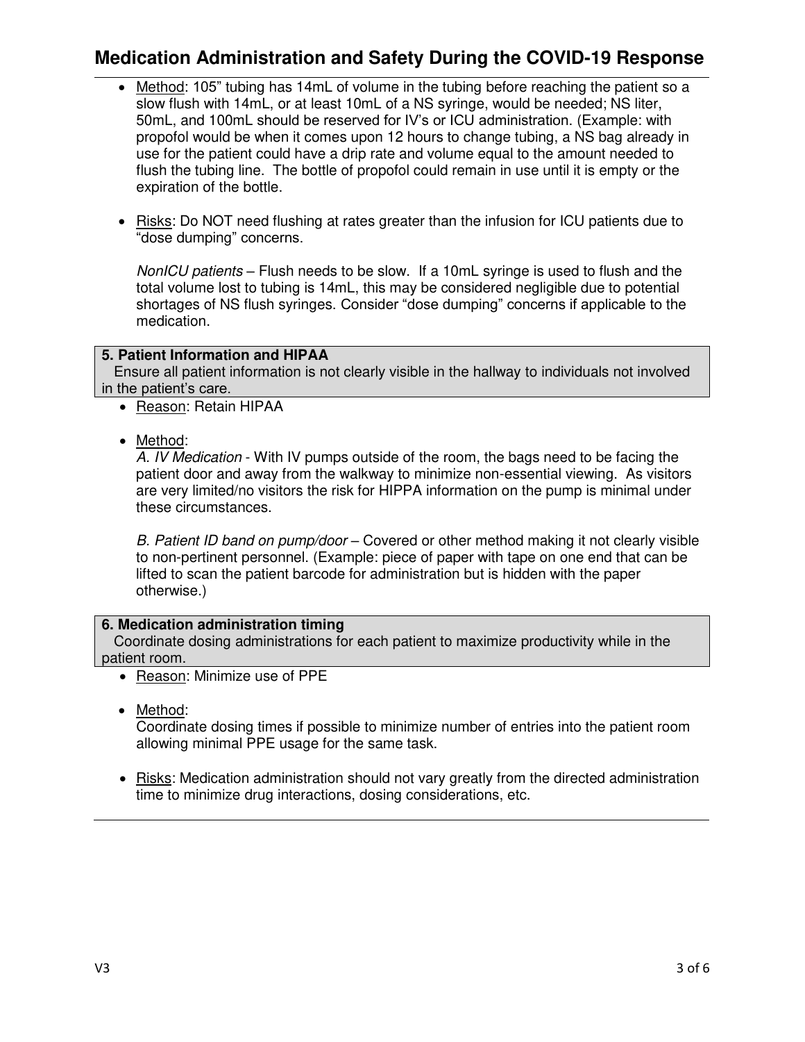- Method: 105" tubing has 14mL of volume in the tubing before reaching the patient so a slow flush with 14mL, or at least 10mL of a NS syringe, would be needed; NS liter, 50mL, and 100mL should be reserved for IV's or ICU administration. (Example: with propofol would be when it comes upon 12 hours to change tubing, a NS bag already in use for the patient could have a drip rate and volume equal to the amount needed to flush the tubing line. The bottle of propofol could remain in use until it is empty or the expiration of the bottle.

- Risks: Do NOT need flushing at rates greater than the infusion for ICU patients due to "dose dumping" concerns.

  *NonICU patients* – Flush needs to be slow. If a 10mL syringe is used to flush and the total volume lost to tubing is 14mL, this may be considered negligible due to potential shortages of NS flush syringes. Consider "dose dumping" concerns if applicable to the medication.

### 5. Patient Information and HIPAA

Ensure all patient information is not clearly visible in the hallway to individuals not involved in the patient's care.

- Reason: Retain HIPAA

- Method:

  *A. IV Medication* - With IV pumps outside of the room, the bags need to be facing the patient door and away from the walkway to minimize non-essential viewing. As visitors are very limited/no visitors the risk for HIPPA information on the pump is minimal under these circumstances.

  *B. Patient ID band on pump/door* – Covered or other method making it not clearly visible to non-pertinent personnel. (Example: piece of paper with tape on one end that can be lifted to scan the patient barcode for administration but is hidden with the paper otherwise.)

### 6. Medication administration timing

Coordinate dosing administrations for each patient to maximize productivity while in the patient room.

- Reason: Minimize use of PPE

- Method:

  Coordinate dosing times if possible to minimize number of entries into the patient room allowing minimal PPE usage for the same task.

- Risks: Medication administration should not vary greatly from the directed administration time to minimize drug interactions, dosing considerations, etc.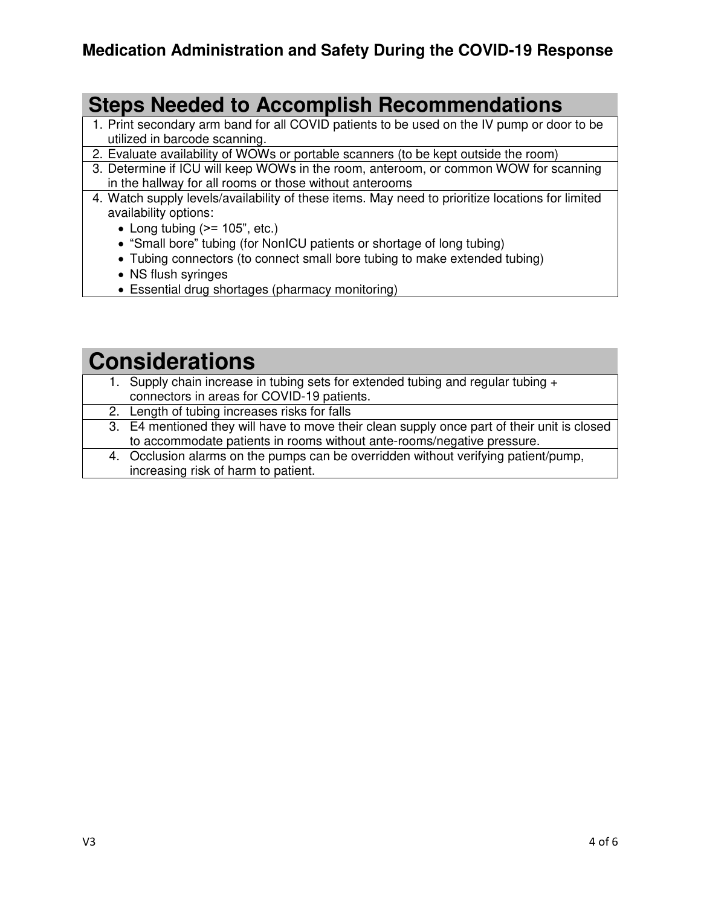## Steps Needed to Accomplish Recommendations

1. Print secondary arm band for all COVID patients to be used on the IV pump or door to be utilized in barcode scanning.
2. Evaluate availability of WOWs or portable scanners (to be kept outside the room)
3. Determine if ICU will keep WOWs in the room, anteroom, or common WOW for scanning in the hallway for all rooms or those without anterooms
4. Watch supply levels/availability of these items. May need to prioritize locations for limited availability options:
   - Long tubing (>= 105”, etc.)
   - “Small bore” tubing (for NonICU patients or shortage of long tubing)
   - Tubing connectors (to connect small bore tubing to make extended tubing)
   - NS flush syringes
   - Essential drug shortages (pharmacy monitoring)

## Considerations

1. Supply chain increase in tubing sets for extended tubing and regular tubing + connectors in areas for COVID-19 patients.
2. Length of tubing increases risks for falls
3. E4 mentioned they will have to move their clean supply once part of their unit is closed to accommodate patients in rooms without ante-rooms/negative pressure.
4. Occlusion alarms on the pumps can be overridden without verifying patient/pump, increasing risk of harm to patient.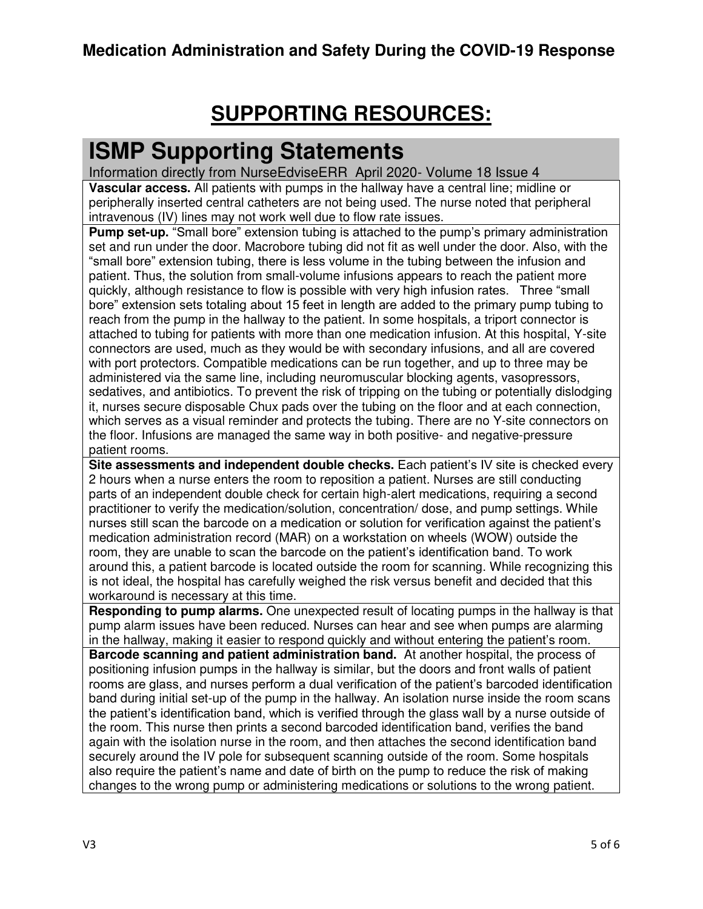# SUPPORTING RESOURCES:

## ISMP Supporting Statements

Information directly from NurseEdviseERR April 2020- Volume 18 Issue 4

**Vascular access.** All patients with pumps in the hallway have a central line; midline or peripherally inserted central catheters are not being used. The nurse noted that peripheral intravenous (IV) lines may not work well due to flow rate issues.

**Pump set-up.** “Small bore” extension tubing is attached to the pump’s primary administration set and run under the door. Macrobore tubing did not fit as well under the door. Also, with the “small bore” extension tubing, there is less volume in the tubing between the infusion and patient. Thus, the solution from small-volume infusions appears to reach the patient more quickly, although resistance to flow is possible with very high infusion rates. Three “small bore” extension sets totaling about 15 feet in length are added to the primary pump tubing to reach from the pump in the hallway to the patient. In some hospitals, a triport connector is attached to tubing for patients with more than one medication infusion. At this hospital, Y-site connectors are used, much as they would be with secondary infusions, and all are covered with port protectors. Compatible medications can be run together, and up to three may be administered via the same line, including neuromuscular blocking agents, vasopressors, sedatives, and antibiotics. To prevent the risk of tripping on the tubing or potentially dislodging it, nurses secure disposable Chux pads over the tubing on the floor and at each connection, which serves as a visual reminder and protects the tubing. There are no Y-site connectors on the floor. Infusions are managed the same way in both positive- and negative-pressure patient rooms.

**Site assessments and independent double checks.** Each patient’s IV site is checked every 2 hours when a nurse enters the room to reposition a patient. Nurses are still conducting parts of an independent double check for certain high-alert medications, requiring a second practitioner to verify the medication/solution, concentration/ dose, and pump settings. While nurses still scan the barcode on a medication or solution for verification against the patient’s medication administration record (MAR) on a workstation on wheels (WOW) outside the room, they are unable to scan the barcode on the patient’s identification band. To work around this, a patient barcode is located outside the room for scanning. While recognizing this is not ideal, the hospital has carefully weighed the risk versus benefit and decided that this workaround is necessary at this time.

**Responding to pump alarms.** One unexpected result of locating pumps in the hallway is that pump alarm issues have been reduced. Nurses can hear and see when pumps are alarming in the hallway, making it easier to respond quickly and without entering the patient’s room.

**Barcode scanning and patient administration band.** At another hospital, the process of positioning infusion pumps in the hallway is similar, but the doors and front walls of patient rooms are glass, and nurses perform a dual verification of the patient’s barcoded identification band during initial set-up of the pump in the hallway. An isolation nurse inside the room scans the patient’s identification band, which is verified through the glass wall by a nurse outside of the room. This nurse then prints a second barcoded identification band, verifies the band again with the isolation nurse in the room, and then attaches the second identification band securely around the IV pole for subsequent scanning outside of the room. Some hospitals also require the patient’s name and date of birth on the pump to reduce the risk of making changes to the wrong pump or administering medications or solutions to the wrong patient.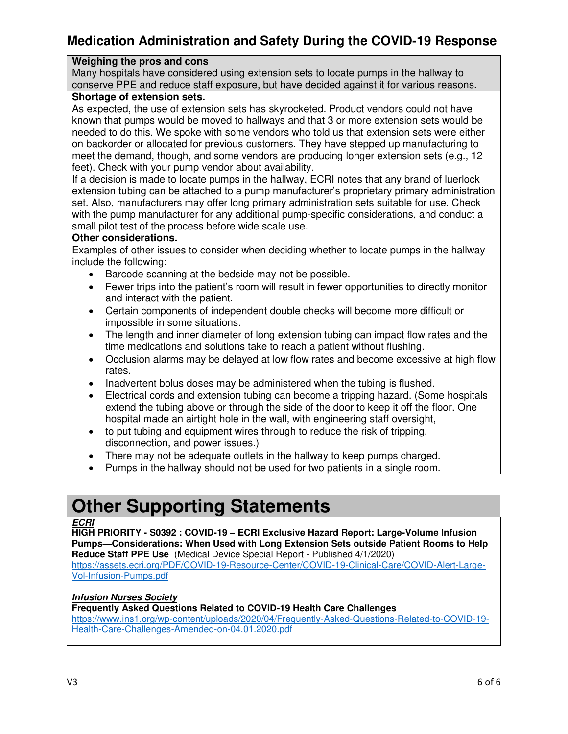# Medication Administration and Safety During the COVID-19 Response

**Weighing the pros and cons**
Many hospitals have considered using extension sets to locate pumps in the hallway to conserve PPE and reduce staff exposure, but have decided against it for various reasons.

**Shortage of extension sets.**
As expected, the use of extension sets has skyrocketed. Product vendors could not have known that pumps would be moved to hallways and that 3 or more extension sets would be needed to do this. We spoke with some vendors who told us that extension sets were either on backorder or allocated for previous customers. They have stepped up manufacturing to meet the demand, though, and some vendors are producing longer extension sets (e.g., 12 feet). Check with your pump vendor about availability.

If a decision is made to locate pumps in the hallway, ECRI notes that any brand of luerlock extension tubing can be attached to a pump manufacturer's proprietary primary administration set. Also, manufacturers may offer long primary administration sets suitable for use. Check with the pump manufacturer for any additional pump-specific considerations, and conduct a small pilot test of the process before wide scale use.

**Other considerations.**
Examples of other issues to consider when deciding whether to locate pumps in the hallway include the following:

- Barcode scanning at the bedside may not be possible.
- Fewer trips into the patient's room will result in fewer opportunities to directly monitor and interact with the patient.
- Certain components of independent double checks will become more difficult or impossible in some situations.
- The length and inner diameter of long extension tubing can impact flow rates and the time medications and solutions take to reach a patient without flushing.
- Occlusion alarms may be delayed at low flow rates and become excessive at high flow rates.
- Inadvertent bolus doses may be administered when the tubing is flushed.
- Electrical cords and extension tubing can become a tripping hazard. (Some hospitals extend the tubing above or through the side of the door to keep it off the floor. One hospital made an airtight hole in the wall, with engineering staff oversight,
- to put tubing and equipment wires through to reduce the risk of tripping, disconnection, and power issues.)
- There may not be adequate outlets in the hallway to keep pumps charged.
- Pumps in the hallway should not be used for two patients in a single room.

# Other Supporting Statements

***ECRI***

**HIGH PRIORITY - S0392 : COVID-19 – ECRI Exclusive Hazard Report: Large-Volume Infusion Pumps—Considerations: When Used with Long Extension Sets outside Patient Rooms to Help Reduce Staff PPE Use** (Medical Device Special Report - Published 4/1/2020)
https://assets.ecri.org/PDF/COVID-19-Resource-Center/COVID-19-Clinical-Care/COVID-Alert-Large-Vol-Infusion-Pumps.pdf

***Infusion Nurses Society***

**Frequently Asked Questions Related to COVID-19 Health Care Challenges**
https://www.ins1.org/wp-content/uploads/2020/04/Frequently-Asked-Questions-Related-to-COVID-19-Health-Care-Challenges-Amended-on-04.01.2020.pdf